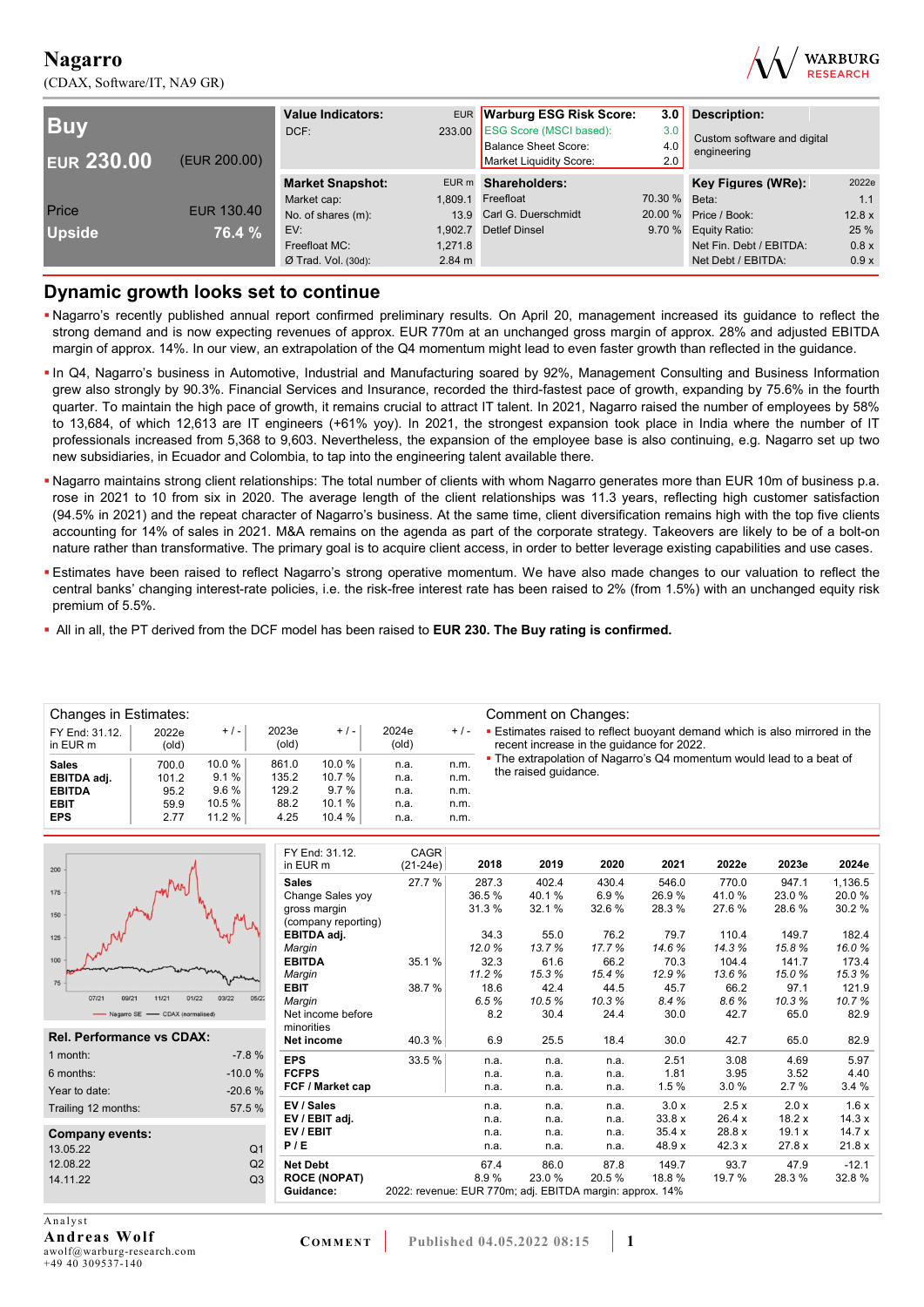# Nagarro

(CDAX, Software/IT, NA9 GR)

| Buy | |
|---|---|
| EUR 230.00 | (EUR 200.00) |
| Price | EUR 130.40 |
| Upside | 76.4 % |

| Value Indicators: | EUR |
|---|---|
| DCF: | 233.00 |

| Warburg ESG Risk Score: | 3.0 |
|---|---|
| ESG Score (MSCI based): | 3.0 |
| Balance Sheet Score: | 4.0 |
| Market Liquidity Score: | 2.0 |

**Description:** Custom software and digital engineering

| Market Snapshot: | EUR m |
|---|---|
| Market cap: | 1,809.1 |
| No. of shares (m): | 13.9 |
| EV: | 1,902.7 |
| Freefloat MC: | 1,271.8 |
| Ø Trad. Vol. (30d): | 2.84 m |

| Shareholders: | |
|---|---|
| Freefloat | 70.30 % |
| Carl G. Duerschmidt | 20.00 % |
| Detlef Dinsel | 9.70 % |

| Key Figures (WRe): | 2022e |
|---|---|
| Beta: | 1.1 |
| Price / Book: | 12.8 x |
| Equity Ratio: | 25 % |
| Net Fin. Debt / EBITDA: | 0.8 x |
| Net Debt / EBITDA: | 0.9 x |

## Dynamic growth looks set to continue

- Nagarro's recently published annual report confirmed preliminary results. On April 20, management increased its guidance to reflect the strong demand and is now expecting revenues of approx. EUR 770m at an unchanged gross margin of approx. 28% and adjusted EBITDA margin of approx. 14%. In our view, an extrapolation of the Q4 momentum might lead to even faster growth than reflected in the guidance.
- In Q4, Nagarro's business in Automotive, Industrial and Manufacturing soared by 92%, Management Consulting and Business Information grew also strongly by 90.3%. Financial Services and Insurance, recorded the third-fastest pace of growth, expanding by 75.6% in the fourth quarter. To maintain the high pace of growth, it remains crucial to attract IT talent. In 2021, Nagarro raised the number of employees by 58% to 13,684, of which 12,613 are IT engineers (+61% yoy). In 2021, the strongest expansion took place in India where the number of IT professionals increased from 5,368 to 9,603. Nevertheless, the expansion of the employee base is also continuing, e.g. Nagarro set up two new subsidiaries, in Ecuador and Colombia, to tap into the engineering talent available there.
- Nagarro maintains strong client relationships: The total number of clients with whom Nagarro generates more than EUR 10m of business p.a. rose in 2021 to 10 from six in 2020. The average length of the client relationships was 11.3 years, reflecting high customer satisfaction (94.5% in 2021) and the repeat character of Nagarro's business. At the same time, client diversification remains high with the top five clients accounting for 14% of sales in 2021. M&A remains on the agenda as part of the corporate strategy. Takeovers are likely to be of a bolt-on nature rather than transformative. The primary goal is to acquire client access, in order to better leverage existing capabilities and use cases.
- Estimates have been raised to reflect Nagarro's strong operative momentum. We have also made changes to our valuation to reflect the central banks' changing interest-rate policies, i.e. the risk-free interest rate has been raised to 2% (from 1.5%) with an unchanged equity risk premium of 5.5%.
- All in all, the PT derived from the DCF model has been raised to **EUR 230. The Buy rating is confirmed.**

**Changes in Estimates:**

| FY End: 31.12. in EUR m | 2022e (old) | + / - | 2023e (old) | + / - | 2024e (old) | + / - |
|---|---|---|---|---|---|---|
| Sales | 700.0 | 10.0 % | 861.0 | 10.0 % | n.a. | n.m. |
| EBITDA adj. | 101.2 | 9.1 % | 135.2 | 10.7 % | n.a. | n.m. |
| EBITDA | 95.2 | 9.6 % | 129.2 | 9.7 % | n.a. | n.m. |
| EBIT | 59.9 | 10.5 % | 88.2 | 10.1 % | n.a. | n.m. |
| EPS | 2.77 | 11.2 % | 4.25 | 10.4 % | n.a. | n.m. |

**Comment on Changes:**

- Estimates raised to reflect buoyant demand which is also mirrored in the recent increase in the guidance for 2022.
- The extrapolation of Nagarro's Q4 momentum would lead to a beat of the raised guidance.

— Nagarro SE — CDAX (normalised)

**Rel. Performance vs CDAX:**

| | |
|---|---|
| 1 month: | -7.8 % |
| 6 months: | -10.0 % |
| Year to date: | -20.6 % |
| Trailing 12 months: | 57.5 % |

**Company events:**

| | |
|---|---|
| 13.05.22 | Q1 |
| 12.08.22 | Q2 |
| 14.11.22 | Q3 |

| FY End: 31.12. in EUR m | CAGR (21-24e) | 2018 | 2019 | 2020 | 2021 | 2022e | 2023e | 2024e |
|---|---|---|---|---|---|---|---|---|
| **Sales** | 27.7 % | 287.3 | 402.4 | 430.4 | 546.0 | 770.0 | 947.1 | 1,136.5 |
| Change Sales yoy | | 36.5 % | 40.1 % | 6.9 % | 26.9 % | 41.0 % | 23.0 % | 20.0 % |
| gross margin (company reporting) | | 31.3 % | 32.1 % | 32.6 % | 28.3 % | 27.6 % | 28.6 % | 30.2 % |
| **EBITDA adj.** | | 34.3 | 55.0 | 76.2 | 79.7 | 110.4 | 149.7 | 182.4 |
| *Margin* | | *12.0 %* | *13.7 %* | *17.7 %* | *14.6 %* | *14.3 %* | *15.8 %* | *16.0 %* |
| **EBITDA** | 35.1 % | 32.3 | 61.6 | 66.2 | 70.3 | 104.4 | 141.7 | 173.4 |
| *Margin* | | *11.2 %* | *15.3 %* | *15.4 %* | *12.9 %* | *13.6 %* | *15.0 %* | *15.3 %* |
| **EBIT** | 38.7 % | 18.6 | 42.4 | 44.5 | 45.7 | 66.2 | 97.1 | 121.9 |
| *Margin* | | *6.5 %* | *10.5 %* | *10.3 %* | *8.4 %* | *8.6 %* | *10.3 %* | *10.7 %* |
| Net income before minorities | | 8.2 | 30.4 | 24.4 | 30.0 | 42.7 | 65.0 | 82.9 |
| **Net income** | 40.3 % | 6.9 | 25.5 | 18.4 | 30.0 | 42.7 | 65.0 | 82.9 |
| **EPS** | 33.5 % | n.a. | n.a. | n.a. | 2.51 | 3.08 | 4.69 | 5.97 |
| **FCFPS** | | n.a. | n.a. | n.a. | 1.81 | 3.95 | 3.52 | 4.40 |
| **FCF / Market cap** | | n.a. | n.a. | n.a. | 1.5 % | 3.0 % | 2.7 % | 3.4 % |
| **EV / Sales** | | n.a. | n.a. | n.a. | 3.0 x | 2.5 x | 2.0 x | 1.6 x |
| **EV / EBIT adj.** | | n.a. | n.a. | n.a. | 33.8 x | 26.4 x | 18.2 x | 14.3 x |
| **EV / EBIT** | | n.a. | n.a. | n.a. | 35.4 x | 28.8 x | 19.1 x | 14.7 x |
| **P / E** | | n.a. | n.a. | n.a. | 48.9 x | 42.3 x | 27.8 x | 21.8 x |
| **Net Debt** | | 67.4 | 86.0 | 87.8 | 149.7 | 93.7 | 47.9 | -12.1 |
| **ROCE (NOPAT)** | | 8.9 % | 23.0 % | 20.5 % | 18.8 % | 19.7 % | 28.3 % | 32.8 % |
| **Guidance:** | 2022: revenue: EUR 770m; adj. EBITDA margin: approx. 14% | | | | | | | |

Analyst
**Andreas Wolf**
awolf@warburg-research.com
+49 40 309537-140

**COMMENT** Published 04.05.2022 08:15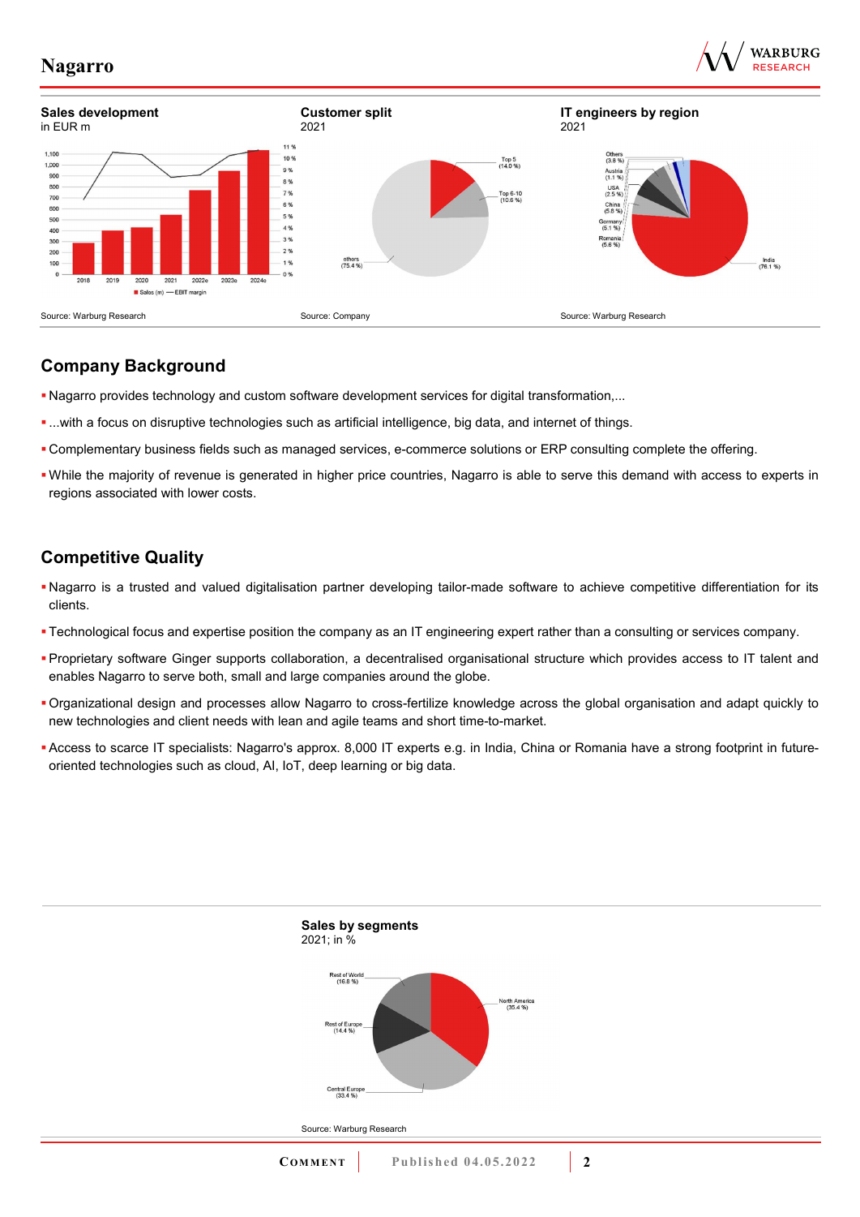**Sales development**
in EUR m

Source: Warburg Research

**Customer split**
2021

Source: Company

**IT engineers by region**
2021

Source: Warburg Research

## Company Background

- Nagarro provides technology and custom software development services for digital transformation,...
- ...with a focus on disruptive technologies such as artificial intelligence, big data, and internet of things.
- Complementary business fields such as managed services, e-commerce solutions or ERP consulting complete the offering.
- While the majority of revenue is generated in higher price countries, Nagarro is able to serve this demand with access to experts in regions associated with lower costs.

## Competitive Quality

- Nagarro is a trusted and valued digitalisation partner developing tailor-made software to achieve competitive differentiation for its clients.
- Technological focus and expertise position the company as an IT engineering expert rather than a consulting or services company.
- Proprietary software Ginger supports collaboration, a decentralised organisational structure which provides access to IT talent and enables Nagarro to serve both, small and large companies around the globe.
- Organizational design and processes allow Nagarro to cross-fertilize knowledge across the global organisation and adapt quickly to new technologies and client needs with lean and agile teams and short time-to-market.
- Access to scarce IT specialists: Nagarro's approx. 8,000 IT experts e.g. in India, China or Romania have a strong footprint in future-oriented technologies such as cloud, AI, IoT, deep learning or big data.

**Sales by segments**
2021; in %

Source: Warburg Research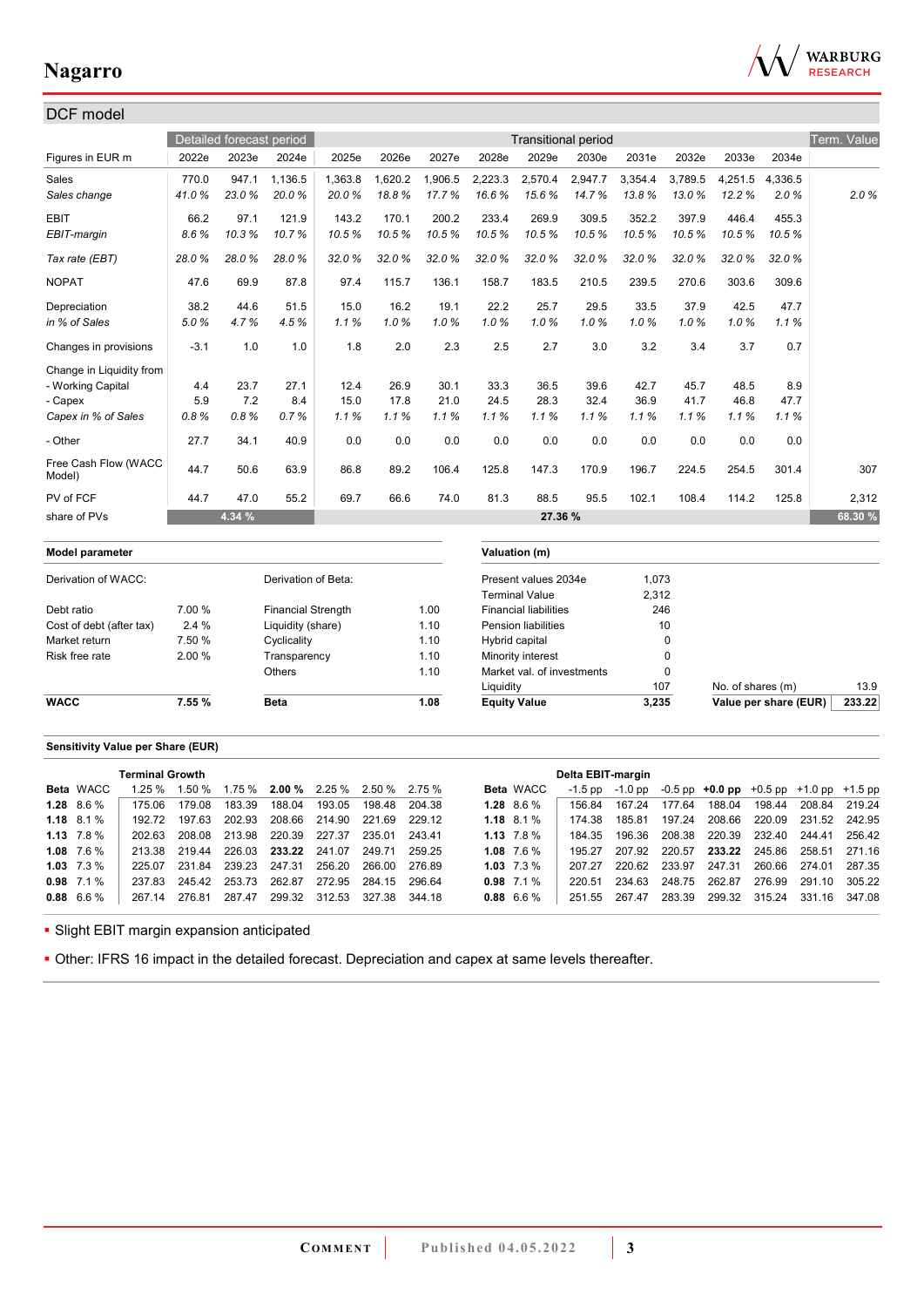## DCF model

| Figures in EUR m | Detailed forecast period | | | Transitional period | | | | | | | | | | Term. Value |
|---|---|---|---|---|---|---|---|---|---|---|---|---|---|---|
| | 2022e | 2023e | 2024e | 2025e | 2026e | 2027e | 2028e | 2029e | 2030e | 2031e | 2032e | 2033e | 2034e | |
| Sales | 770.0 | 947.1 | 1,136.5 | 1,363.8 | 1,620.2 | 1,906.5 | 2,223.3 | 2,570.4 | 2,947.7 | 3,354.4 | 3,789.5 | 4,251.5 | 4,336.5 | |
| *Sales change* | *41.0 %* | *23.0 %* | *20.0 %* | *20.0 %* | *18.8 %* | *17.7 %* | *16.6 %* | *15.6 %* | *14.7 %* | *13.8 %* | *13.0 %* | *12.2 %* | *2.0 %* | *2.0 %* |
| EBIT | 66.2 | 97.1 | 121.9 | 143.2 | 170.1 | 200.2 | 233.4 | 269.9 | 309.5 | 352.2 | 397.9 | 446.4 | 455.3 | |
| *EBIT-margin* | *8.6 %* | *10.3 %* | *10.7 %* | *10.5 %* | *10.5 %* | *10.5 %* | *10.5 %* | *10.5 %* | *10.5 %* | *10.5 %* | *10.5 %* | *10.5 %* | *10.5 %* | |
| *Tax rate (EBT)* | *28.0 %* | *28.0 %* | *28.0 %* | *32.0 %* | *32.0 %* | *32.0 %* | *32.0 %* | *32.0 %* | *32.0 %* | *32.0 %* | *32.0 %* | *32.0 %* | *32.0 %* | |
| NOPAT | 47.6 | 69.9 | 87.8 | 97.4 | 115.7 | 136.1 | 158.7 | 183.5 | 210.5 | 239.5 | 270.6 | 303.6 | 309.6 | |
| Depreciation | 38.2 | 44.6 | 51.5 | 15.0 | 16.2 | 19.1 | 22.2 | 25.7 | 29.5 | 33.5 | 37.9 | 42.5 | 47.7 | |
| *in % of Sales* | *5.0 %* | *4.7 %* | *4.5 %* | *1.1 %* | *1.0 %* | *1.0 %* | *1.0 %* | *1.0 %* | *1.0 %* | *1.0 %* | *1.0 %* | *1.0 %* | *1.1 %* | |
| Changes in provisions | -3.1 | 1.0 | 1.0 | 1.8 | 2.0 | 2.3 | 2.5 | 2.7 | 3.0 | 3.2 | 3.4 | 3.7 | 0.7 | |
| Change in Liquidity from | | | | | | | | | | | | | | |
| - Working Capital | 4.4 | 23.7 | 27.1 | 12.4 | 26.9 | 30.1 | 33.3 | 36.5 | 39.6 | 42.7 | 45.7 | 48.5 | 8.9 | |
| - Capex | 5.9 | 7.2 | 8.4 | 15.0 | 17.8 | 21.0 | 24.5 | 28.3 | 32.4 | 36.9 | 41.7 | 46.8 | 47.7 | |
| *Capex in % of Sales* | *0.8 %* | *0.8 %* | *0.7 %* | *1.1 %* | *1.1 %* | *1.1 %* | *1.1 %* | *1.1 %* | *1.1 %* | *1.1 %* | *1.1 %* | *1.1 %* | *1.1 %* | |
| - Other | 27.7 | 34.1 | 40.9 | 0.0 | 0.0 | 0.0 | 0.0 | 0.0 | 0.0 | 0.0 | 0.0 | 0.0 | 0.0 | |
| Free Cash Flow (WACC Model) | 44.7 | 50.6 | 63.9 | 86.8 | 89.2 | 106.4 | 125.8 | 147.3 | 170.9 | 196.7 | 224.5 | 254.5 | 301.4 | 307 |
| PV of FCF | 44.7 | 47.0 | 55.2 | 69.7 | 66.6 | 74.0 | 81.3 | 88.5 | 95.5 | 102.1 | 108.4 | 114.2 | 125.8 | 2,312 |
| share of PVs | | 4.34 % | | | | | | 27.36 % | | | | | | 68.30 % |

**Model parameter**

| Derivation of WACC: | | Derivation of Beta: | |
|---|---|---|---|
| Debt ratio | 7.00 % | Financial Strength | 1.00 |
| Cost of debt (after tax) | 2.4 % | Liquidity (share) | 1.10 |
| Market return | 7.50 % | Cyclicality | 1.10 |
| Risk free rate | 2.00 % | Transparency | 1.10 |
| | | Others | 1.10 |
| **WACC** | **7.55 %** | **Beta** | **1.08** |

**Valuation (m)**

| | | | |
|---|---|---|---|
| Present values 2034e | 1,073 | | |
| Terminal Value | 2,312 | | |
| Financial liabilities | 246 | | |
| Pension liabilities | 10 | | |
| Hybrid capital | 0 | | |
| Minority interest | 0 | | |
| Market val. of investments | 0 | | |
| Liquidity | 107 | No. of shares (m) | 13.9 |
| **Equity Value** | **3,235** | **Value per share (EUR)** | **233.22** |

**Sensitivity Value per Share (EUR)**

| Beta | WACC | Terminal Growth 1.25 % | 1.50 % | 1.75 % | **2.00 %** | 2.25 % | 2.50 % | 2.75 % |
|---|---|---|---|---|---|---|---|---|
| **1.28** | 8.6 % | 175.06 | 179.08 | 183.39 | 188.04 | 193.05 | 198.48 | 204.38 |
| **1.18** | 8.1 % | 192.72 | 197.63 | 202.93 | 208.66 | 214.90 | 221.69 | 229.12 |
| **1.13** | 7.8 % | 202.63 | 208.08 | 213.98 | 220.39 | 227.37 | 235.01 | 243.41 |
| **1.08** | 7.6 % | 213.38 | 219.44 | 226.03 | **233.22** | 241.07 | 249.71 | 259.25 |
| **1.03** | 7.3 % | 225.07 | 231.84 | 239.23 | 247.31 | 256.20 | 266.00 | 276.89 |
| **0.98** | 7.1 % | 237.83 | 245.42 | 253.73 | 262.87 | 272.95 | 284.15 | 296.64 |
| **0.88** | 6.6 % | 267.14 | 276.81 | 287.47 | 299.32 | 312.53 | 327.38 | 344.18 |

| Beta | WACC | Delta EBIT-margin -1.5 pp | -1.0 pp | -0.5 pp | **+0.0 pp** | +0.5 pp | +1.0 pp | +1.5 pp |
|---|---|---|---|---|---|---|---|---|
| **1.28** | 8.6 % | 156.84 | 167.24 | 177.64 | 188.04 | 198.44 | 208.84 | 219.24 |
| **1.18** | 8.1 % | 174.38 | 185.81 | 197.24 | 208.66 | 220.09 | 231.52 | 242.95 |
| **1.13** | 7.8 % | 184.35 | 196.36 | 208.38 | 220.39 | 232.40 | 244.41 | 256.42 |
| **1.08** | 7.6 % | 195.27 | 207.92 | 220.57 | **233.22** | 245.86 | 258.51 | 271.16 |
| **1.03** | 7.3 % | 207.27 | 220.62 | 233.97 | 247.31 | 260.66 | 274.01 | 287.35 |
| **0.98** | 7.1 % | 220.51 | 234.63 | 248.75 | 262.87 | 276.99 | 291.10 | 305.22 |
| **0.88** | 6.6 % | 251.55 | 267.47 | 283.39 | 299.32 | 315.24 | 331.16 | 347.08 |

- Slight EBIT margin expansion anticipated
- Other: IFRS 16 impact in the detailed forecast. Depreciation and capex at same levels thereafter.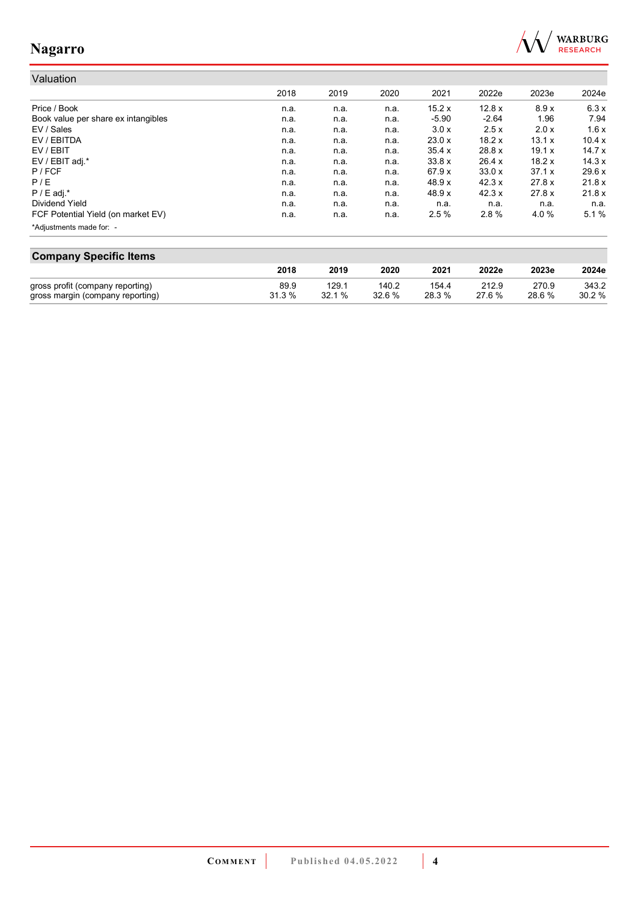## Valuation

| | 2018 | 2019 | 2020 | 2021 | 2022e | 2023e | 2024e |
|---|---|---|---|---|---|---|---|
| Price / Book | n.a. | n.a. | n.a. | 15.2 x | 12.8 x | 8.9 x | 6.3 x |
| Book value per share ex intangibles | n.a. | n.a. | n.a. | -5.90 | -2.64 | 1.96 | 7.94 |
| EV / Sales | n.a. | n.a. | n.a. | 3.0 x | 2.5 x | 2.0 x | 1.6 x |
| EV / EBITDA | n.a. | n.a. | n.a. | 23.0 x | 18.2 x | 13.1 x | 10.4 x |
| EV / EBIT | n.a. | n.a. | n.a. | 35.4 x | 28.8 x | 19.1 x | 14.7 x |
| EV / EBIT adj.* | n.a. | n.a. | n.a. | 33.8 x | 26.4 x | 18.2 x | 14.3 x |
| P / FCF | n.a. | n.a. | n.a. | 67.9 x | 33.0 x | 37.1 x | 29.6 x |
| P / E | n.a. | n.a. | n.a. | 48.9 x | 42.3 x | 27.8 x | 21.8 x |
| P / E adj.* | n.a. | n.a. | n.a. | 48.9 x | 42.3 x | 27.8 x | 21.8 x |
| Dividend Yield | n.a. | n.a. | n.a. | n.a. | n.a. | n.a. | n.a. |
| FCF Potential Yield (on market EV) | n.a. | n.a. | n.a. | 2.5 % | 2.8 % | 4.0 % | 5.1 % |

*Adjustments made for: -

## Company Specific Items

| | 2018 | 2019 | 2020 | 2021 | 2022e | 2023e | 2024e |
|---|---|---|---|---|---|---|---|
| gross profit (company reporting) | 89.9 | 129.1 | 140.2 | 154.4 | 212.9 | 270.9 | 343.2 |
| gross margin (company reporting) | 31.3 % | 32.1 % | 32.6 % | 28.3 % | 27.6 % | 28.6 % | 30.2 % |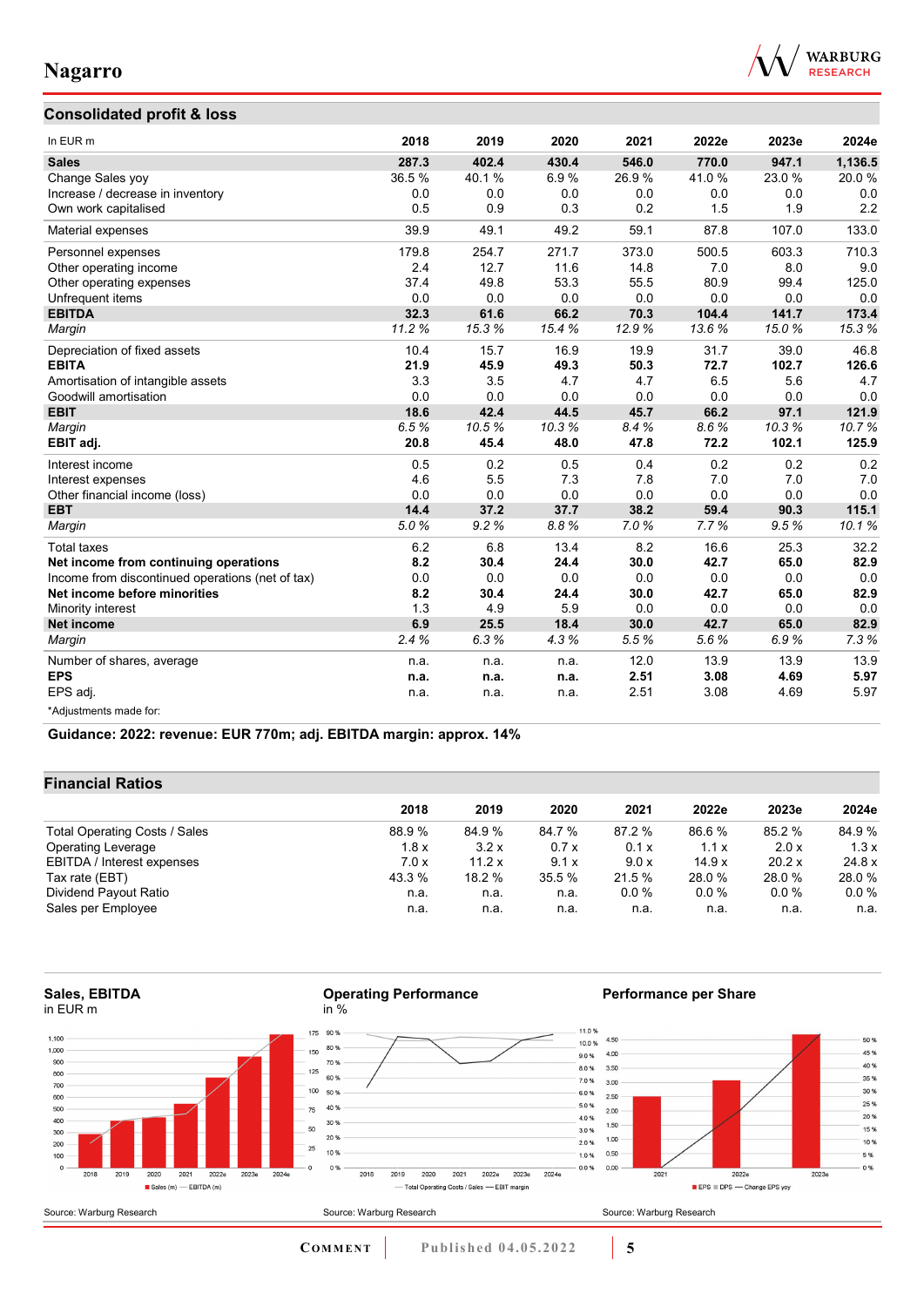## Consolidated profit & loss

| In EUR m | 2018 | 2019 | 2020 | 2021 | 2022e | 2023e | 2024e |
|---|---|---|---|---|---|---|---|
| **Sales** | **287.3** | **402.4** | **430.4** | **546.0** | **770.0** | **947.1** | **1,136.5** |
| Change Sales yoy | 36.5 % | 40.1 % | 6.9 % | 26.9 % | 41.0 % | 23.0 % | 20.0 % |
| Increase / decrease in inventory | 0.0 | 0.0 | 0.0 | 0.0 | 0.0 | 0.0 | 0.0 |
| Own work capitalised | 0.5 | 0.9 | 0.3 | 0.2 | 1.5 | 1.9 | 2.2 |
| Material expenses | 39.9 | 49.1 | 49.2 | 59.1 | 87.8 | 107.0 | 133.0 |
| Personnel expenses | 179.8 | 254.7 | 271.7 | 373.0 | 500.5 | 603.3 | 710.3 |
| Other operating income | 2.4 | 12.7 | 11.6 | 14.8 | 7.0 | 8.0 | 9.0 |
| Other operating expenses | 37.4 | 49.8 | 53.3 | 55.5 | 80.9 | 99.4 | 125.0 |
| Unfrequent items | 0.0 | 0.0 | 0.0 | 0.0 | 0.0 | 0.0 | 0.0 |
| **EBITDA** | **32.3** | **61.6** | **66.2** | **70.3** | **104.4** | **141.7** | **173.4** |
| *Margin* | *11.2 %* | *15.3 %* | *15.4 %* | *12.9 %* | *13.6 %* | *15.0 %* | *15.3 %* |
| Depreciation of fixed assets | 10.4 | 15.7 | 16.9 | 19.9 | 31.7 | 39.0 | 46.8 |
| **EBITA** | **21.9** | **45.9** | **49.3** | **50.3** | **72.7** | **102.7** | **126.6** |
| Amortisation of intangible assets | 3.3 | 3.5 | 4.7 | 4.7 | 6.5 | 5.6 | 4.7 |
| Goodwill amortisation | 0.0 | 0.0 | 0.0 | 0.0 | 0.0 | 0.0 | 0.0 |
| **EBIT** | **18.6** | **42.4** | **44.5** | **45.7** | **66.2** | **97.1** | **121.9** |
| *Margin* | *6.5 %* | *10.5 %* | *10.3 %* | *8.4 %* | *8.6 %* | *10.3 %* | *10.7 %* |
| **EBIT adj.** | **20.8** | **45.4** | **48.0** | **47.8** | **72.2** | **102.1** | **125.9** |
| Interest income | 0.5 | 0.2 | 0.5 | 0.4 | 0.2 | 0.2 | 0.2 |
| Interest expenses | 4.6 | 5.5 | 7.3 | 7.8 | 7.0 | 7.0 | 7.0 |
| Other financial income (loss) | 0.0 | 0.0 | 0.0 | 0.0 | 0.0 | 0.0 | 0.0 |
| **EBT** | **14.4** | **37.2** | **37.7** | **38.2** | **59.4** | **90.3** | **115.1** |
| *Margin* | *5.0 %* | *9.2 %* | *8.8 %* | *7.0 %* | *7.7 %* | *9.5 %* | *10.1 %* |
| Total taxes | 6.2 | 6.8 | 13.4 | 8.2 | 16.6 | 25.3 | 32.2 |
| **Net income from continuing operations** | **8.2** | **30.4** | **24.4** | **30.0** | **42.7** | **65.0** | **82.9** |
| Income from discontinued operations (net of tax) | 0.0 | 0.0 | 0.0 | 0.0 | 0.0 | 0.0 | 0.0 |
| **Net income before minorities** | **8.2** | **30.4** | **24.4** | **30.0** | **42.7** | **65.0** | **82.9** |
| Minority interest | 1.3 | 4.9 | 5.9 | 0.0 | 0.0 | 0.0 | 0.0 |
| **Net income** | **6.9** | **25.5** | **18.4** | **30.0** | **42.7** | **65.0** | **82.9** |
| *Margin* | *2.4 %* | *6.3 %* | *4.3 %* | *5.5 %* | *5.6 %* | *6.9 %* | *7.3 %* |
| Number of shares, average | n.a. | n.a. | n.a. | 12.0 | 13.9 | 13.9 | 13.9 |
| **EPS** | **n.a.** | **n.a.** | **n.a.** | **2.51** | **3.08** | **4.69** | **5.97** |
| EPS adj. | n.a. | n.a. | n.a. | 2.51 | 3.08 | 4.69 | 5.97 |

*Adjustments made for:

**Guidance: 2022: revenue: EUR 770m; adj. EBITDA margin: approx. 14%**

## Financial Ratios

| | 2018 | 2019 | 2020 | 2021 | 2022e | 2023e | 2024e |
|---|---|---|---|---|---|---|---|
| Total Operating Costs / Sales | 88.9 % | 84.9 % | 84.7 % | 87.2 % | 86.6 % | 85.2 % | 84.9 % |
| Operating Leverage | 1.8 x | 3.2 x | 0.7 x | 0.1 x | 1.1 x | 2.0 x | 1.3 x |
| EBITDA / Interest expenses | 7.0 x | 11.2 x | 9.1 x | 9.0 x | 14.9 x | 20.2 x | 24.8 x |
| Tax rate (EBT) | 43.3 % | 18.2 % | 35.5 % | 21.5 % | 28.0 % | 28.0 % | 28.0 % |
| Dividend Payout Ratio | n.a. | n.a. | n.a. | 0.0 % | 0.0 % | 0.0 % | 0.0 % |
| Sales per Employee | n.a. | n.a. | n.a. | n.a. | n.a. | n.a. | n.a. |

**Sales, EBITDA**
in EUR m

Source: Warburg Research

**Operating Performance**
in %

Source: Warburg Research

**Performance per Share**

Source: Warburg Research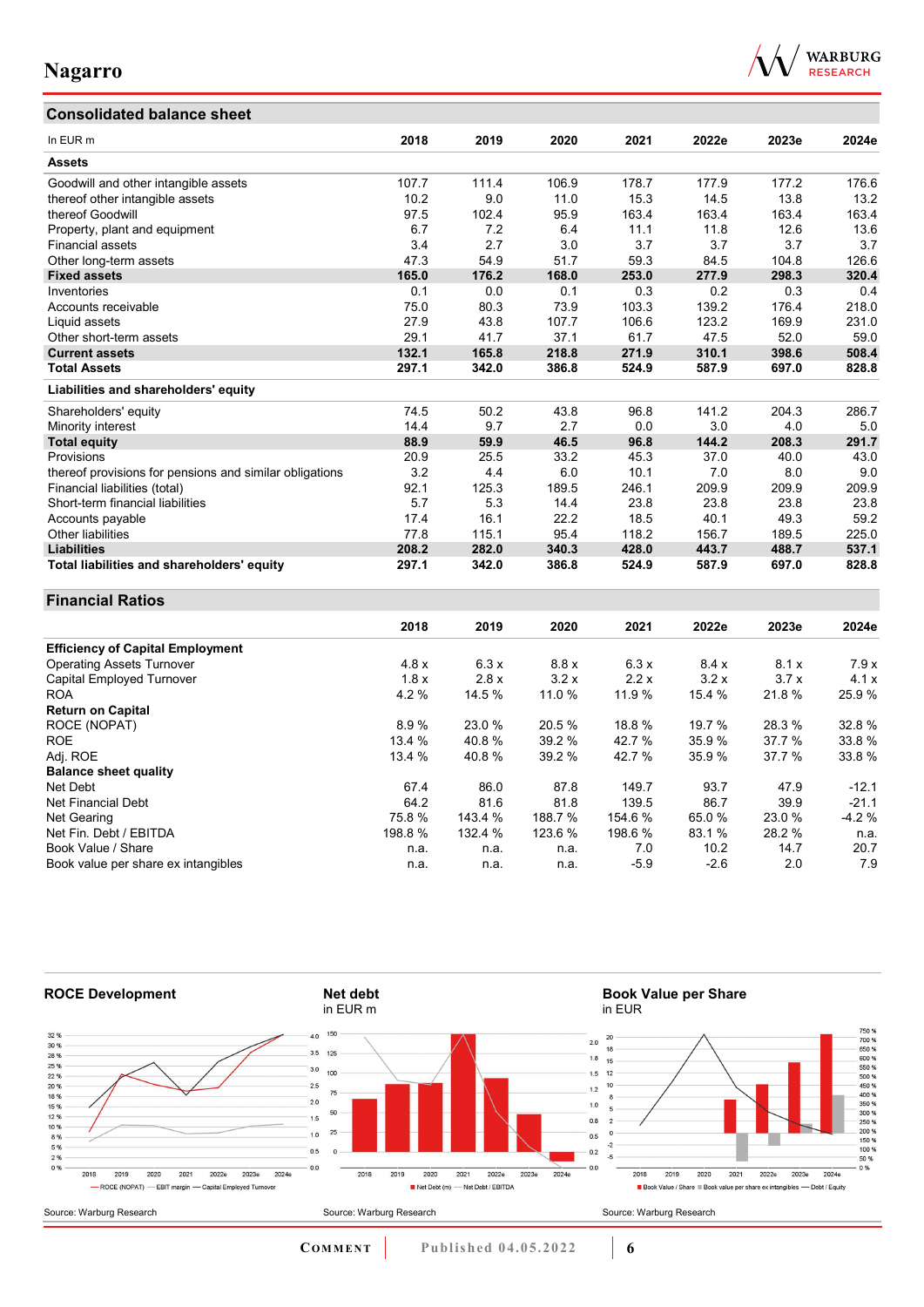## Consolidated balance sheet

| In EUR m | 2018 | 2019 | 2020 | 2021 | 2022e | 2023e | 2024e |
|---|---|---|---|---|---|---|---|
| **Assets** | | | | | | | |
| Goodwill and other intangible assets | 107.7 | 111.4 | 106.9 | 178.7 | 177.9 | 177.2 | 176.6 |
| thereof other intangible assets | 10.2 | 9.0 | 11.0 | 15.3 | 14.5 | 13.8 | 13.2 |
| thereof Goodwill | 97.5 | 102.4 | 95.9 | 163.4 | 163.4 | 163.4 | 163.4 |
| Property, plant and equipment | 6.7 | 7.2 | 6.4 | 11.1 | 11.8 | 12.6 | 13.6 |
| Financial assets | 3.4 | 2.7 | 3.0 | 3.7 | 3.7 | 3.7 | 3.7 |
| Other long-term assets | 47.3 | 54.9 | 51.7 | 59.3 | 84.5 | 104.8 | 126.6 |
| **Fixed assets** | **165.0** | **176.2** | **168.0** | **253.0** | **277.9** | **298.3** | **320.4** |
| Inventories | 0.1 | 0.0 | 0.1 | 0.3 | 0.2 | 0.3 | 0.4 |
| Accounts receivable | 75.0 | 80.3 | 73.9 | 103.3 | 139.2 | 176.4 | 218.0 |
| Liquid assets | 27.9 | 43.8 | 107.7 | 106.6 | 123.2 | 169.9 | 231.0 |
| Other short-term assets | 29.1 | 41.7 | 37.1 | 61.7 | 47.5 | 52.0 | 59.0 |
| **Current assets** | **132.1** | **165.8** | **218.8** | **271.9** | **310.1** | **398.6** | **508.4** |
| **Total Assets** | **297.1** | **342.0** | **386.8** | **524.9** | **587.9** | **697.0** | **828.8** |
| **Liabilities and shareholders' equity** | | | | | | | |
| Shareholders' equity | 74.5 | 50.2 | 43.8 | 96.8 | 141.2 | 204.3 | 286.7 |
| Minority interest | 14.4 | 9.7 | 2.7 | 0.0 | 3.0 | 4.0 | 5.0 |
| **Total equity** | **88.9** | **59.9** | **46.5** | **96.8** | **144.2** | **208.3** | **291.7** |
| Provisions | 20.9 | 25.5 | 33.2 | 45.3 | 37.0 | 40.0 | 43.0 |
| thereof provisions for pensions and similar obligations | 3.2 | 4.4 | 6.0 | 10.1 | 7.0 | 8.0 | 9.0 |
| Financial liabilities (total) | 92.1 | 125.3 | 189.5 | 246.1 | 209.9 | 209.9 | 209.9 |
| Short-term financial liabilities | 5.7 | 5.3 | 14.4 | 23.8 | 23.8 | 23.8 | 23.8 |
| Accounts payable | 17.4 | 16.1 | 22.2 | 18.5 | 40.1 | 49.3 | 59.2 |
| Other liabilities | 77.8 | 115.1 | 95.4 | 118.2 | 156.7 | 189.5 | 225.0 |
| **Liabilities** | **208.2** | **282.0** | **340.3** | **428.0** | **443.7** | **488.7** | **537.1** |
| **Total liabilities and shareholders' equity** | **297.1** | **342.0** | **386.8** | **524.9** | **587.9** | **697.0** | **828.8** |

## Financial Ratios

| | 2018 | 2019 | 2020 | 2021 | 2022e | 2023e | 2024e |
|---|---|---|---|---|---|---|---|
| **Efficiency of Capital Employment** | | | | | | | |
| Operating Assets Turnover | 4.8 x | 6.3 x | 8.8 x | 6.3 x | 8.4 x | 8.1 x | 7.9 x |
| Capital Employed Turnover | 1.8 x | 2.8 x | 3.2 x | 2.2 x | 3.2 x | 3.7 x | 4.1 x |
| ROA | 4.2 % | 14.5 % | 11.0 % | 11.9 % | 15.4 % | 21.8 % | 25.9 % |
| **Return on Capital** | | | | | | | |
| ROCE (NOPAT) | 8.9 % | 23.0 % | 20.5 % | 18.8 % | 19.7 % | 28.3 % | 32.8 % |
| ROE | 13.4 % | 40.8 % | 39.2 % | 42.7 % | 35.9 % | 37.7 % | 33.8 % |
| Adj. ROE | 13.4 % | 40.8 % | 39.2 % | 42.7 % | 35.9 % | 37.7 % | 33.8 % |
| **Balance sheet quality** | | | | | | | |
| Net Debt | 67.4 | 86.0 | 87.8 | 149.7 | 93.7 | 47.9 | -12.1 |
| Net Financial Debt | 64.2 | 81.6 | 81.8 | 139.5 | 86.7 | 39.9 | -21.1 |
| Net Gearing | 75.8 % | 143.4 % | 188.7 % | 154.6 % | 65.0 % | 23.0 % | -4.2 % |
| Net Fin. Debt / EBITDA | 198.8 % | 132.4 % | 123.6 % | 198.6 % | 83.1 % | 28.2 % | n.a. |
| Book Value / Share | n.a. | n.a. | n.a. | 7.0 | 10.2 | 14.7 | 20.7 |
| Book value per share ex intangibles | n.a. | n.a. | n.a. | -5.9 | -2.6 | 2.0 | 7.9 |

**ROCE Development**

Source: Warburg Research

**Net debt**
in EUR m

Source: Warburg Research

**Book Value per Share**
in EUR

Source: Warburg Research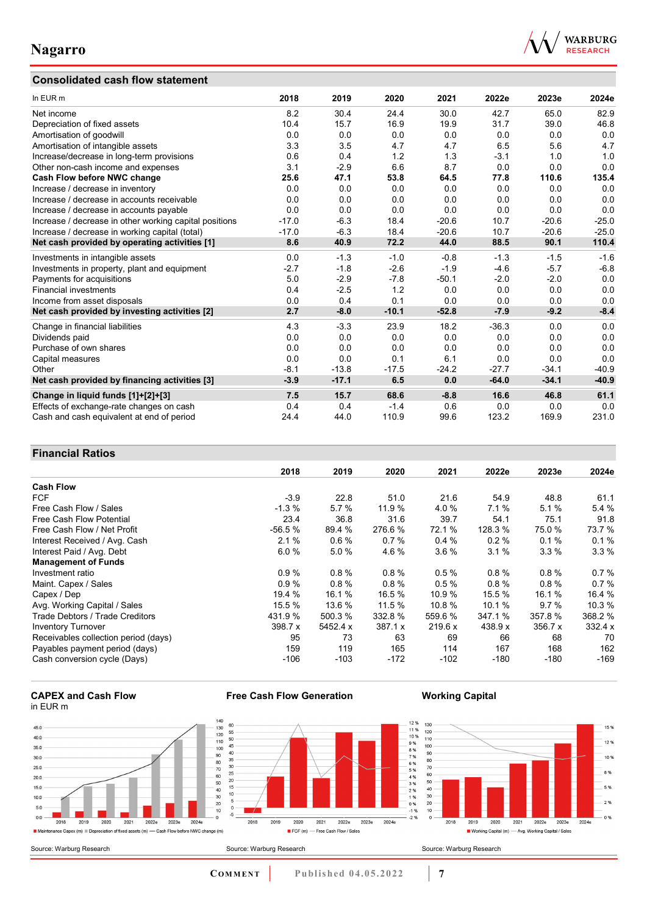## Consolidated cash flow statement

| In EUR m | 2018 | 2019 | 2020 | 2021 | 2022e | 2023e | 2024e |
|---|---|---|---|---|---|---|---|
| Net income | 8.2 | 30.4 | 24.4 | 30.0 | 42.7 | 65.0 | 82.9 |
| Depreciation of fixed assets | 10.4 | 15.7 | 16.9 | 19.9 | 31.7 | 39.0 | 46.8 |
| Amortisation of goodwill | 0.0 | 0.0 | 0.0 | 0.0 | 0.0 | 0.0 | 0.0 |
| Amortisation of intangible assets | 3.3 | 3.5 | 4.7 | 4.7 | 6.5 | 5.6 | 4.7 |
| Increase/decrease in long-term provisions | 0.6 | 0.4 | 1.2 | 1.3 | -3.1 | 1.0 | 1.0 |
| Other non-cash income and expenses | 3.1 | -2.9 | 6.6 | 8.7 | 0.0 | 0.0 | 0.0 |
| **Cash Flow before NWC change** | **25.6** | **47.1** | **53.8** | **64.5** | **77.8** | **110.6** | **135.4** |
| Increase / decrease in inventory | 0.0 | 0.0 | 0.0 | 0.0 | 0.0 | 0.0 | 0.0 |
| Increase / decrease in accounts receivable | 0.0 | 0.0 | 0.0 | 0.0 | 0.0 | 0.0 | 0.0 |
| Increase / decrease in accounts payable | 0.0 | 0.0 | 0.0 | 0.0 | 0.0 | 0.0 | 0.0 |
| Increase / decrease in other working capital positions | -17.0 | -6.3 | 18.4 | -20.6 | 10.7 | -20.6 | -25.0 |
| Increase / decrease in working capital (total) | -17.0 | -6.3 | 18.4 | -20.6 | 10.7 | -20.6 | -25.0 |
| **Net cash provided by operating activities [1]** | **8.6** | **40.9** | **72.2** | **44.0** | **88.5** | **90.1** | **110.4** |
| Investments in intangible assets | 0.0 | -1.3 | -1.0 | -0.8 | -1.3 | -1.5 | -1.6 |
| Investments in property, plant and equipment | -2.7 | -1.8 | -2.6 | -1.9 | -4.6 | -5.7 | -6.8 |
| Payments for acquisitions | 5.0 | -2.9 | -7.8 | -50.1 | -2.0 | -2.0 | 0.0 |
| Financial investments | 0.4 | -2.5 | 1.2 | 0.0 | 0.0 | 0.0 | 0.0 |
| Income from asset disposals | 0.0 | 0.4 | 0.1 | 0.0 | 0.0 | 0.0 | 0.0 |
| **Net cash provided by investing activities [2]** | **2.7** | **-8.0** | **-10.1** | **-52.8** | **-7.9** | **-9.2** | **-8.4** |
| Change in financial liabilities | 4.3 | -3.3 | 23.9 | 18.2 | -36.3 | 0.0 | 0.0 |
| Dividends paid | 0.0 | 0.0 | 0.0 | 0.0 | 0.0 | 0.0 | 0.0 |
| Purchase of own shares | 0.0 | 0.0 | 0.0 | 0.0 | 0.0 | 0.0 | 0.0 |
| Capital measures | 0.0 | 0.0 | 0.1 | 6.1 | 0.0 | 0.0 | 0.0 |
| Other | -8.1 | -13.8 | -17.5 | -24.2 | -27.7 | -34.1 | -40.9 |
| **Net cash provided by financing activities [3]** | **-3.9** | **-17.1** | **6.5** | **0.0** | **-64.0** | **-34.1** | **-40.9** |
| **Change in liquid funds [1]+[2]+[3]** | **7.5** | **15.7** | **68.6** | **-8.8** | **16.6** | **46.8** | **61.1** |
| Effects of exchange-rate changes on cash | 0.4 | 0.4 | -1.4 | 0.6 | 0.0 | 0.0 | 0.0 |
| Cash and cash equivalent at end of period | 24.4 | 44.0 | 110.9 | 99.6 | 123.2 | 169.9 | 231.0 |

## Financial Ratios

| | 2018 | 2019 | 2020 | 2021 | 2022e | 2023e | 2024e |
|---|---|---|---|---|---|---|---|
| **Cash Flow** | | | | | | | |
| FCF | -3.9 | 22.8 | 51.0 | 21.6 | 54.9 | 48.8 | 61.1 |
| Free Cash Flow / Sales | -1.3 % | 5.7 % | 11.9 % | 4.0 % | 7.1 % | 5.1 % | 5.4 % |
| Free Cash Flow Potential | 23.4 | 36.8 | 31.6 | 39.7 | 54.1 | 75.1 | 91.8 |
| Free Cash Flow / Net Profit | -56.5 % | 89.4 % | 276.6 % | 72.1 % | 128.3 % | 75.0 % | 73.7 % |
| Interest Received / Avg. Cash | 2.1 % | 0.6 % | 0.7 % | 0.4 % | 0.2 % | 0.1 % | 0.1 % |
| Interest Paid / Avg. Debt | 6.0 % | 5.0 % | 4.6 % | 3.6 % | 3.1 % | 3.3 % | 3.3 % |
| **Management of Funds** | | | | | | | |
| Investment ratio | 0.9 % | 0.8 % | 0.8 % | 0.5 % | 0.8 % | 0.8 % | 0.7 % |
| Maint. Capex / Sales | 0.9 % | 0.8 % | 0.8 % | 0.5 % | 0.8 % | 0.8 % | 0.7 % |
| Capex / Dep | 19.4 % | 16.1 % | 16.5 % | 10.9 % | 15.5 % | 16.1 % | 16.4 % |
| Avg. Working Capital / Sales | 15.5 % | 13.6 % | 11.5 % | 10.8 % | 10.1 % | 9.7 % | 10.3 % |
| Trade Debtors / Trade Creditors | 431.9 % | 500.3 % | 332.8 % | 559.6 % | 347.1 % | 357.8 % | 368.2 % |
| Inventory Turnover | 398.7 x | 5452.4 x | 387.1 x | 219.6 x | 438.9 x | 356.7 x | 332.4 x |
| Receivables collection period (days) | 95 | 73 | 63 | 69 | 66 | 68 | 70 |
| Payables payment period (days) | 159 | 119 | 165 | 114 | 167 | 168 | 162 |
| Cash conversion cycle (Days) | -106 | -103 | -172 | -102 | -180 | -180 | -169 |

**CAPEX and Cash Flow**
in EUR m

Maintenance Capex (m) | Depreciation of fixed assets (m) | Cash Flow before NWC change (m)

Source: Warburg Research

**Free Cash Flow Generation**

FCF (m) | Free Cash Flow / Sales

Source: Warburg Research

**Working Capital**

Working Capital (m) | Avg. Working Capital / Sales

Source: Warburg Research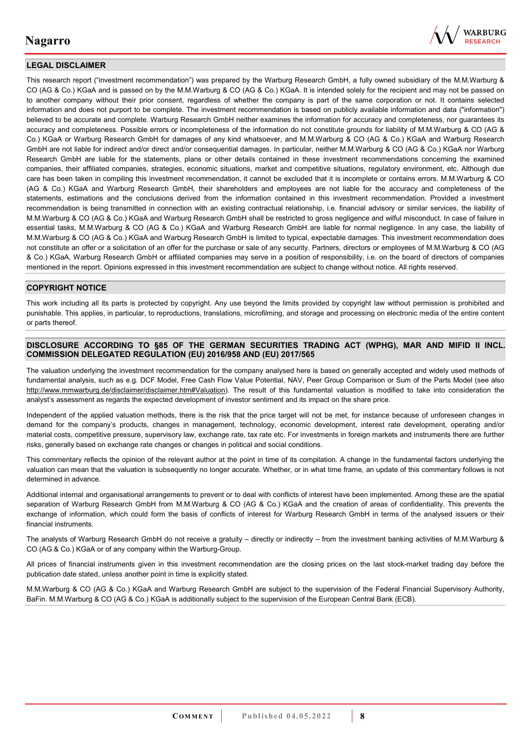## LEGAL DISCLAIMER

This research report ("investment recommendation") was prepared by the Warburg Research GmbH, a fully owned subsidiary of the M.M.Warburg & CO (AG & Co.) KGaA and is passed on by the M.M.Warburg & CO (AG & Co.) KGaA. It is intended solely for the recipient and may not be passed on to another company without their prior consent, regardless of whether the company is part of the same corporation or not. It contains selected information and does not purport to be complete. The investment recommendation is based on publicly available information and data ("information") believed to be accurate and complete. Warburg Research GmbH neither examines the information for accuracy and completeness, nor guarantees its accuracy and completeness. Possible errors or incompleteness of the information do not constitute grounds for liability of M.M.Warburg & CO (AG & Co.) KGaA or Warburg Research GmbH for damages of any kind whatsoever, and M.M.Warburg & CO (AG & Co.) KGaA and Warburg Research GmbH are not liable for indirect and/or direct and/or consequential damages. In particular, neither M.M.Warburg & CO (AG & Co.) KGaA nor Warburg Research GmbH are liable for the statements, plans or other details contained in these investment recommendations concerning the examined companies, their affiliated companies, strategies, economic situations, market and competitive situations, regulatory environment, etc. Although due care has been taken in compiling this investment recommendation, it cannot be excluded that it is incomplete or contains errors. M.M.Warburg & CO (AG & Co.) KGaA and Warburg Research GmbH, their shareholders and employees are not liable for the accuracy and completeness of the statements, estimations and the conclusions derived from the information contained in this investment recommendation. Provided a investment recommendation is being transmitted in connection with an existing contractual relationship, i.e. financial advisory or similar services, the liability of M.M.Warburg & CO (AG & Co.) KGaA and Warburg Research GmbH shall be restricted to gross negligence and wilful misconduct. In case of failure in essential tasks, M.M.Warburg & CO (AG & Co.) KGaA and Warburg Research GmbH are liable for normal negligence. In any case, the liability of M.M.Warburg & CO (AG & Co.) KGaA and Warburg Research GmbH is limited to typical, expectable damages. This investment recommendation does not constitute an offer or a solicitation of an offer for the purchase or sale of any security. Partners, directors or employees of M.M.Warburg & CO (AG & Co.) KGaA, Warburg Research GmbH or affiliated companies may serve in a position of responsibility, i.e. on the board of directors of companies mentioned in the report. Opinions expressed in this investment recommendation are subject to change without notice. All rights reserved.

## COPYRIGHT NOTICE

This work including all its parts is protected by copyright. Any use beyond the limits provided by copyright law without permission is prohibited and punishable. This applies, in particular, to reproductions, translations, microfilming, and storage and processing on electronic media of the entire content or parts thereof.

## DISCLOSURE ACCORDING TO §85 OF THE GERMAN SECURITIES TRADING ACT (WPHG), MAR AND MIFID II INCL. COMMISSION DELEGATED REGULATION (EU) 2016/958 AND (EU) 2017/565

The valuation underlying the investment recommendation for the company analysed here is based on generally accepted and widely used methods of fundamental analysis, such as e.g. DCF Model, Free Cash Flow Value Potential, NAV, Peer Group Comparison or Sum of the Parts Model (see also http://www.mmwarburg.de/disclaimer/disclaimer.htm#Valuation). The result of this fundamental valuation is modified to take into consideration the analyst's assessment as regards the expected development of investor sentiment and its impact on the share price.

Independent of the applied valuation methods, there is the risk that the price target will not be met, for instance because of unforeseen changes in demand for the company's products, changes in management, technology, economic development, interest rate development, operating and/or material costs, competitive pressure, supervisory law, exchange rate, tax rate etc. For investments in foreign markets and instruments there are further risks, generally based on exchange rate changes or changes in political and social conditions.

This commentary reflects the opinion of the relevant author at the point in time of its compilation. A change in the fundamental factors underlying the valuation can mean that the valuation is subsequently no longer accurate. Whether, or in what time frame, an update of this commentary follows is not determined in advance.

Additional internal and organisational arrangements to prevent or to deal with conflicts of interest have been implemented. Among these are the spatial separation of Warburg Research GmbH from M.M.Warburg & CO (AG & Co.) KGaA and the creation of areas of confidentiality. This prevents the exchange of information, which could form the basis of conflicts of interest for Warburg Research GmbH in terms of the analysed issuers or their financial instruments.

The analysts of Warburg Research GmbH do not receive a gratuity – directly or indirectly – from the investment banking activities of M.M.Warburg & CO (AG & Co.) KGaA or of any company within the Warburg-Group.

All prices of financial instruments given in this investment recommendation are the closing prices on the last stock-market trading day before the publication date stated, unless another point in time is explicitly stated.

M.M.Warburg & CO (AG & Co.) KGaA and Warburg Research GmbH are subject to the supervision of the Federal Financial Supervisory Authority, BaFin. M.M.Warburg & CO (AG & Co.) KGaA is additionally subject to the supervision of the European Central Bank (ECB).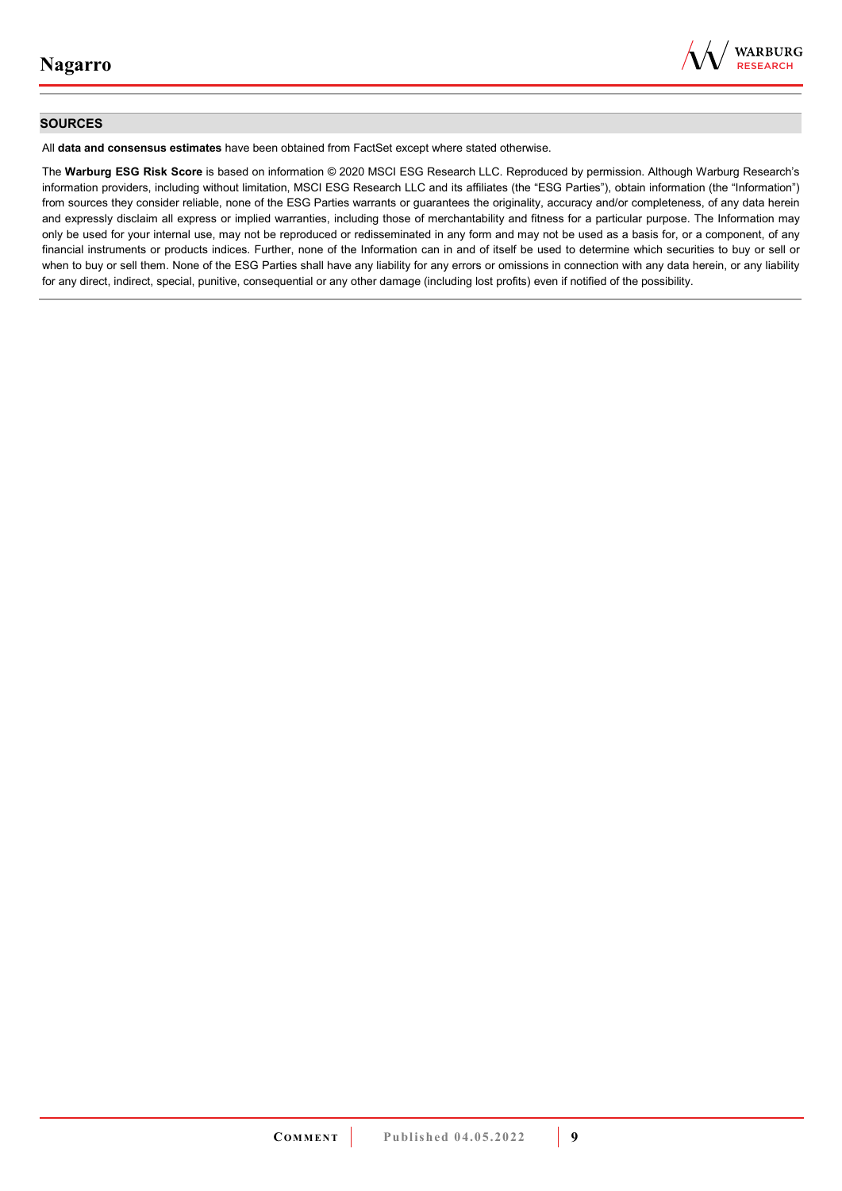## SOURCES

All **data and consensus estimates** have been obtained from FactSet except where stated otherwise.

The **Warburg ESG Risk Score** is based on information © 2020 MSCI ESG Research LLC. Reproduced by permission. Although Warburg Research's information providers, including without limitation, MSCI ESG Research LLC and its affiliates (the "ESG Parties"), obtain information (the "Information") from sources they consider reliable, none of the ESG Parties warrants or guarantees the originality, accuracy and/or completeness, of any data herein and expressly disclaim all express or implied warranties, including those of merchantability and fitness for a particular purpose. The Information may only be used for your internal use, may not be reproduced or redisseminated in any form and may not be used as a basis for, or a component, of any financial instruments or products indices. Further, none of the Information can in and of itself be used to determine which securities to buy or sell or when to buy or sell them. None of the ESG Parties shall have any liability for any errors or omissions in connection with any data herein, or any liability for any direct, indirect, special, punitive, consequential or any other damage (including lost profits) even if notified of the possibility.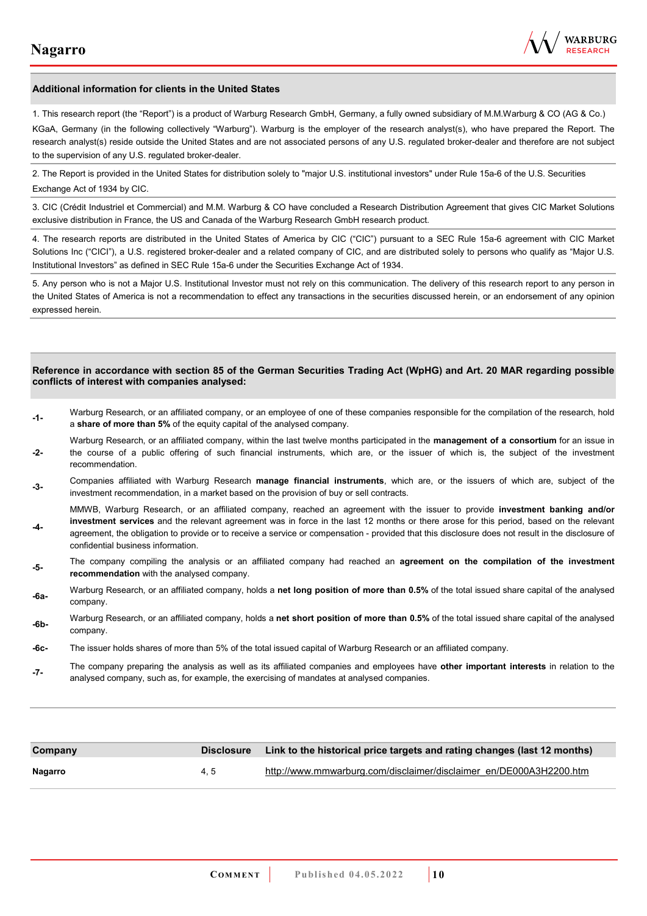## Additional information for clients in the United States

1. This research report (the "Report") is a product of Warburg Research GmbH, Germany, a fully owned subsidiary of M.M.Warburg & CO (AG & Co.) KGaA, Germany (in the following collectively "Warburg"). Warburg is the employer of the research analyst(s), who have prepared the Report. The research analyst(s) reside outside the United States and are not associated persons of any U.S. regulated broker-dealer and therefore are not subject to the supervision of any U.S. regulated broker-dealer.

2. The Report is provided in the United States for distribution solely to "major U.S. institutional investors" under Rule 15a-6 of the U.S. Securities Exchange Act of 1934 by CIC.

3. CIC (Crédit Industriel et Commercial) and M.M. Warburg & CO have concluded a Research Distribution Agreement that gives CIC Market Solutions exclusive distribution in France, the US and Canada of the Warburg Research GmbH research product.

4. The research reports are distributed in the United States of America by CIC ("CIC") pursuant to a SEC Rule 15a-6 agreement with CIC Market Solutions Inc ("CICI"), a U.S. registered broker-dealer and a related company of CIC, and are distributed solely to persons who qualify as "Major U.S. Institutional Investors" as defined in SEC Rule 15a-6 under the Securities Exchange Act of 1934.

5. Any person who is not a Major U.S. Institutional Investor must not rely on this communication. The delivery of this research report to any person in the United States of America is not a recommendation to effect any transactions in the securities discussed herein, or an endorsement of any opinion expressed herein.

## Reference in accordance with section 85 of the German Securities Trading Act (WpHG) and Art. 20 MAR regarding possible conflicts of interest with companies analysed:

- **-1-** Warburg Research, or an affiliated company, or an employee of one of these companies responsible for the compilation of the research, hold a **share of more than 5%** of the equity capital of the analysed company.
- **-2-** Warburg Research, or an affiliated company, within the last twelve months participated in the **management of a consortium** for an issue in the course of a public offering of such financial instruments, which are, or the issuer of which is, the subject of the investment recommendation.
- **-3-** Companies affiliated with Warburg Research **manage financial instruments**, which are, or the issuers of which are, subject of the investment recommendation, in a market based on the provision of buy or sell contracts.
- **-4-** MMWB, Warburg Research, or an affiliated company, reached an agreement with the issuer to provide **investment banking and/or investment services** and the relevant agreement was in force in the last 12 months or there arose for this period, based on the relevant agreement, the obligation to provide or to receive a service or compensation - provided that this disclosure does not result in the disclosure of confidential business information.
- **-5-** The company compiling the analysis or an affiliated company had reached an **agreement on the compilation of the investment recommendation** with the analysed company.
- **-6a-** Warburg Research, or an affiliated company, holds a **net long position of more than 0.5%** of the total issued share capital of the analysed company.
- **-6b-** Warburg Research, or an affiliated company, holds a **net short position of more than 0.5%** of the total issued share capital of the analysed company.
- **-6c-** The issuer holds shares of more than 5% of the total issued capital of Warburg Research or an affiliated company.
- **-7-** The company preparing the analysis as well as its affiliated companies and employees have **other important interests** in relation to the analysed company, such as, for example, the exercising of mandates at analysed companies.

| Company | Disclosure | Link to the historical price targets and rating changes (last 12 months) |
|---|---|---|
| **Nagarro** | 4, 5 | http://www.mmwarburg.com/disclaimer/disclaimer_en/DE000A3H2200.htm |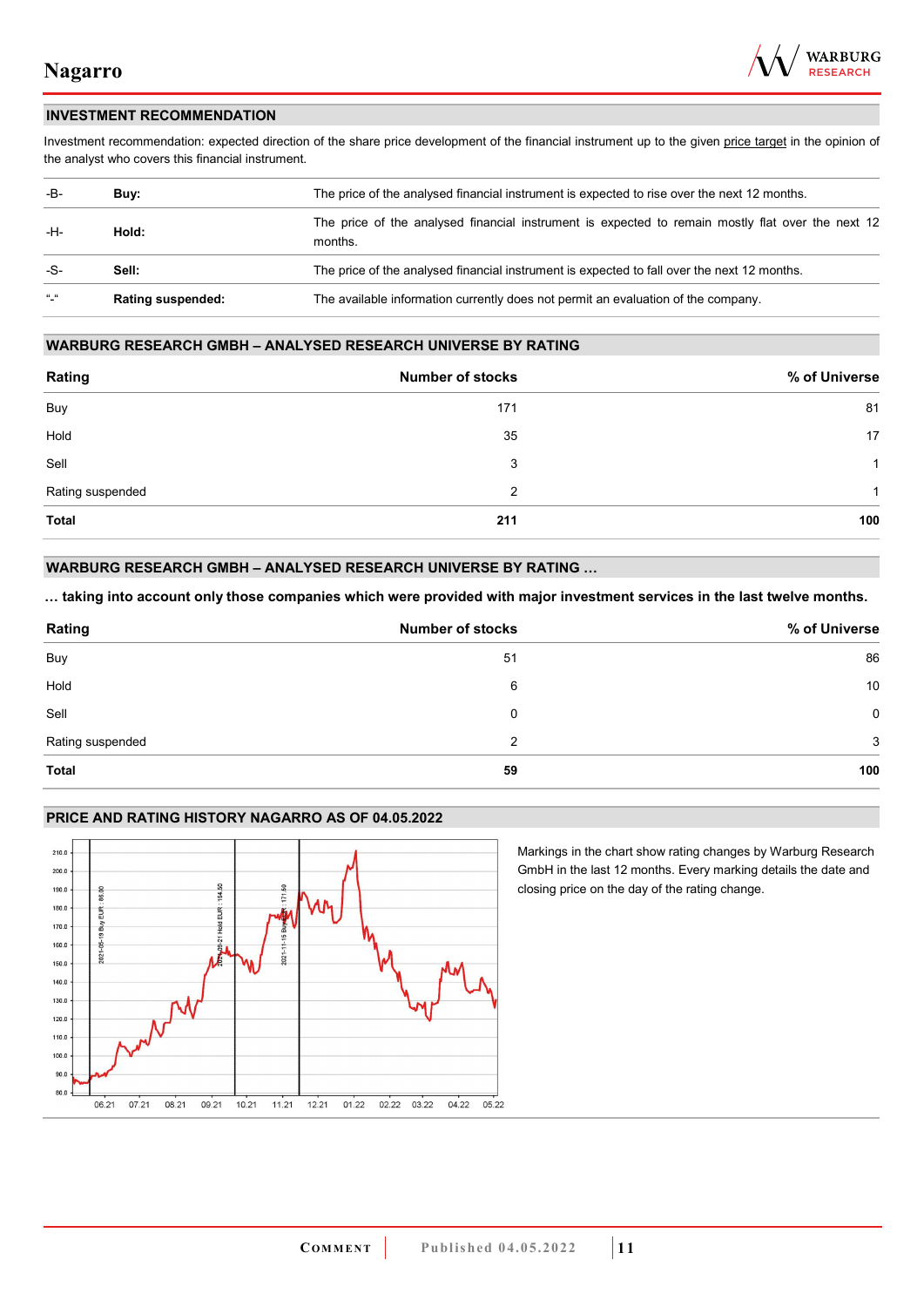## INVESTMENT RECOMMENDATION

Investment recommendation: expected direction of the share price development of the financial instrument up to the given price target in the opinion of the analyst who covers this financial instrument.

| | | |
|---|---|---|
| -B- | **Buy:** | The price of the analysed financial instrument is expected to rise over the next 12 months. |
| -H- | **Hold:** | The price of the analysed financial instrument is expected to remain mostly flat over the next 12 months. |
| -S- | **Sell:** | The price of the analysed financial instrument is expected to fall over the next 12 months. |
| "-" | **Rating suspended:** | The available information currently does not permit an evaluation of the company. |

## WARBURG RESEARCH GMBH – ANALYSED RESEARCH UNIVERSE BY RATING

| Rating | Number of stocks | % of Universe |
|---|---|---|
| Buy | 171 | 81 |
| Hold | 35 | 17 |
| Sell | 3 | 1 |
| Rating suspended | 2 | 1 |
| **Total** | **211** | **100** |

## WARBURG RESEARCH GMBH – ANALYSED RESEARCH UNIVERSE BY RATING …

**… taking into account only those companies which were provided with major investment services in the last twelve months.**

| Rating | Number of stocks | % of Universe |
|---|---|---|
| Buy | 51 | 86 |
| Hold | 6 | 10 |
| Sell | 0 | 0 |
| Rating suspended | 2 | 3 |
| **Total** | **59** | **100** |

## PRICE AND RATING HISTORY NAGARRO AS OF 04.05.2022

Markings in the chart show rating changes by Warburg Research GmbH in the last 12 months. Every marking details the date and closing price on the day of the rating change.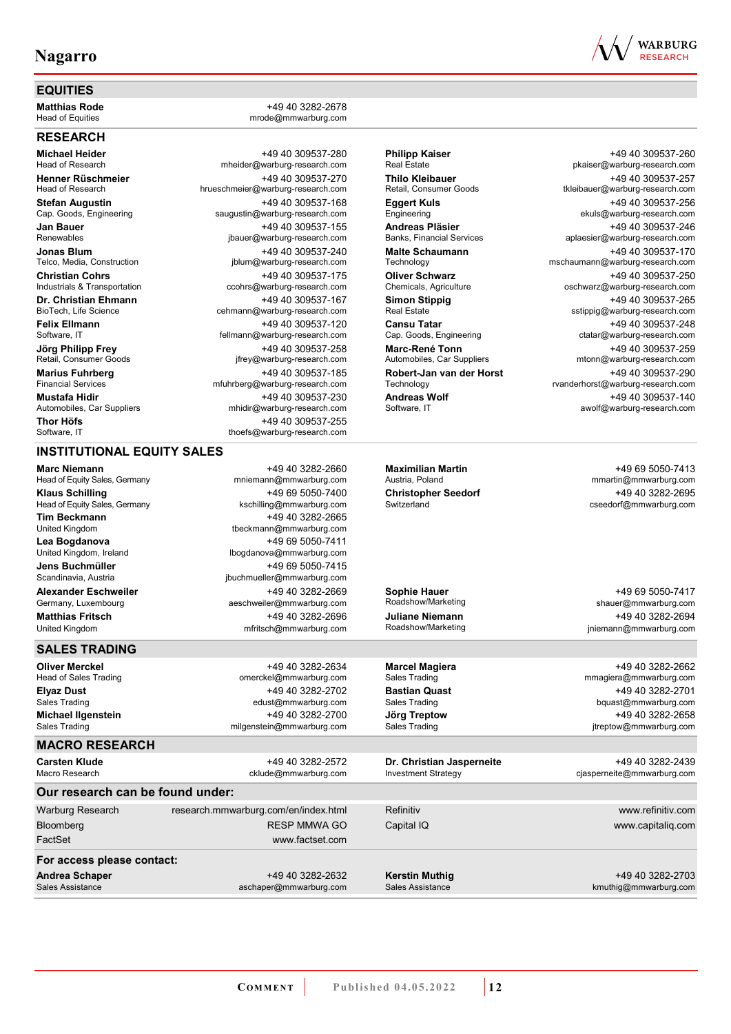## EQUITIES

| | |
|---|---|
| **Matthias Rode**<br>Head of Equities | +49 40 3282-2678<br>mrode@mmwarburg.com |

## RESEARCH

| | | | |
|---|---|---|---|
| **Michael Heider**<br>Head of Research | +49 40 309537-280<br>mheider@warburg-research.com | **Philipp Kaiser**<br>Real Estate | +49 40 309537-260<br>pkaiser@warburg-research.com |
| **Henner Rüschmeier**<br>Head of Research | +49 40 309537-270<br>hrueschmeier@warburg-research.com | **Thilo Kleibauer**<br>Retail, Consumer Goods | +49 40 309537-257<br>tkleibauer@warburg-research.com |
| **Stefan Augustin**<br>Cap. Goods, Engineering | +49 40 309537-168<br>saugustin@warburg-research.com | **Eggert Kuls**<br>Engineering | +49 40 309537-256<br>ekuls@warburg-research.com |
| **Jan Bauer**<br>Renewables | +49 40 309537-155<br>jbauer@warburg-research.com | **Andreas Pläsier**<br>Banks, Financial Services | +49 40 309537-246<br>aplaesier@warburg-research.com |
| **Jonas Blum**<br>Telco, Media, Construction | +49 40 309537-240<br>jblum@warburg-research.com | **Malte Schaumann**<br>Technology | +49 40 309537-170<br>mschaumann@warburg-research.com |
| **Christian Cohrs**<br>Industrials & Transportation | +49 40 309537-175<br>ccohrs@warburg-research.com | **Oliver Schwarz**<br>Chemicals, Agriculture | +49 40 309537-250<br>oschwarz@warburg-research.com |
| **Dr. Christian Ehmann**<br>BioTech, Life Science | +49 40 309537-167<br>cehmann@warburg-research.com | **Simon Stippig**<br>Real Estate | +49 40 309537-265<br>sstippig@warburg-research.com |
| **Felix Ellmann**<br>Software, IT | +49 40 309537-120<br>fellmann@warburg-research.com | **Cansu Tatar**<br>Cap. Goods, Engineering | +49 40 309537-248<br>ctatar@warburg-research.com |
| **Jörg Philipp Frey**<br>Retail, Consumer Goods | +49 40 309537-258<br>jfrey@warburg-research.com | **Marc-René Tonn**<br>Automobiles, Car Suppliers | +49 40 309537-259<br>mtonn@warburg-research.com |
| **Marius Fuhrberg**<br>Financial Services | +49 40 309537-185<br>mfuhrberg@warburg-research.com | **Robert-Jan van der Horst**<br>Technology | +49 40 309537-290<br>rvanderhorst@warburg-research.com |
| **Mustafa Hidir**<br>Automobiles, Car Suppliers | +49 40 309537-230<br>mhidir@warburg-research.com | **Andreas Wolf**<br>Software, IT | +49 40 309537-140<br>awolf@warburg-research.com |
| **Thor Höfs**<br>Software, IT | +49 40 309537-255<br>thoefs@warburg-research.com | | |

## INSTITUTIONAL EQUITY SALES

| | | | |
|---|---|---|---|
| **Marc Niemann**<br>Head of Equity Sales, Germany | +49 40 3282-2660<br>mniemann@mmwarburg.com | **Maximilian Martin**<br>Austria, Poland | +49 69 5050-7413<br>mmartin@mmwarburg.com |
| **Klaus Schilling**<br>Head of Equity Sales, Germany | +49 69 5050-7400<br>kschilling@mmwarburg.com | **Christopher Seedorf**<br>Switzerland | +49 40 3282-2695<br>cseedorf@mmwarburg.com |
| **Tim Beckmann**<br>United Kingdom | +49 40 3282-2665<br>tbeckmann@mmwarburg.com | | |
| **Lea Bogdanova**<br>United Kingdom, Ireland | +49 69 5050-7411<br>lbogdanova@mmwarburg.com | | |
| **Jens Buchmüller**<br>Scandinavia, Austria | +49 69 5050-7415<br>jbuchmueller@mmwarburg.com | | |
| **Alexander Eschweiler**<br>Germany, Luxembourg | +49 40 3282-2669<br>aeschweiler@mmwarburg.com | **Sophie Hauer**<br>Roadshow/Marketing | +49 69 5050-7417<br>shauer@mmwarburg.com |
| **Matthias Fritsch**<br>United Kingdom | +49 40 3282-2696<br>mfritsch@mmwarburg.com | **Juliane Niemann**<br>Roadshow/Marketing | +49 40 3282-2694<br>jniemann@mmwarburg.com |

## SALES TRADING

| | | | |
|---|---|---|---|
| **Oliver Merckel**<br>Head of Sales Trading | +49 40 3282-2634<br>omerckel@mmwarburg.com | **Marcel Magiera**<br>Sales Trading | +49 40 3282-2662<br>mmagiera@mmwarburg.com |
| **Elyaz Dust**<br>Sales Trading | +49 40 3282-2702<br>edust@mmwarburg.com | **Bastian Quast**<br>Sales Trading | +49 40 3282-2701<br>bquast@mmwarburg.com |
| **Michael Ilgenstein**<br>Sales Trading | +49 40 3282-2700<br>milgenstein@mmwarburg.com | **Jörg Treptow**<br>Sales Trading | +49 40 3282-2658<br>jtreptow@mmwarburg.com |

## MACRO RESEARCH

| | | | |
|---|---|---|---|
| **Carsten Klude**<br>Macro Research | +49 40 3282-2572<br>cklude@mmwarburg.com | **Dr. Christian Jasperneite**<br>Investment Strategy | +49 40 3282-2439<br>cjasperneite@mmwarburg.com |

## Our research can be found under:

| | | | |
|---|---|---|---|
| Warburg Research | research.mmwarburg.com/en/index.html | Refinitiv | www.refinitiv.com |
| Bloomberg | RESP MMWA GO | Capital IQ | www.capitaliq.com |
| FactSet | www.factset.com | | |

## For access please contact:

| | | | |
|---|---|---|---|
| **Andrea Schaper**<br>Sales Assistance | +49 40 3282-2632<br>aschaper@mmwarburg.com | **Kerstin Muthig**<br>Sales Assistance | +49 40 3282-2703<br>kmuthig@mmwarburg.com |